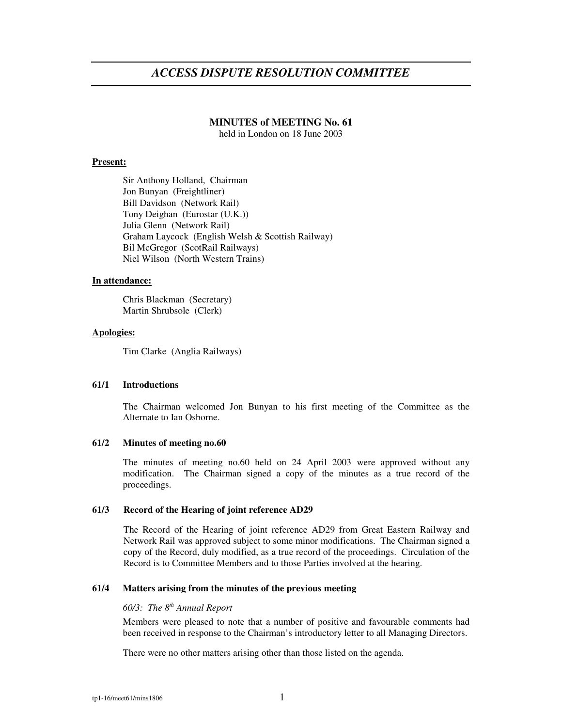# *ACCESS DISPUTE RESOLUTION COMMITTEE*

## MINUTES of MEETING No. 61

held in London on 18 June 2003

**Present:**

Sir Anthony Holland, Chairman
Jon Bunyan (Freightliner)
Bill Davidson (Network Rail)
Tony Deighan (Eurostar (U.K.))
Julia Glenn (Network Rail)
Graham Laycock (English Welsh & Scottish Railway)
Bil McGregor (ScotRail Railways)
Niel Wilson (North Western Trains)

**In attendance:**

Chris Blackman (Secretary)
Martin Shrubsole (Clerk)

**Apologies:**

Tim Clarke (Anglia Railways)

### 61/1 Introductions

The Chairman welcomed Jon Bunyan to his first meeting of the Committee as the Alternate to Ian Osborne.

### 61/2 Minutes of meeting no.60

The minutes of meeting no.60 held on 24 April 2003 were approved without any modification. The Chairman signed a copy of the minutes as a true record of the proceedings.

### 61/3 Record of the Hearing of joint reference AD29

The Record of the Hearing of joint reference AD29 from Great Eastern Railway and Network Rail was approved subject to some minor modifications. The Chairman signed a copy of the Record, duly modified, as a true record of the proceedings. Circulation of the Record is to Committee Members and to those Parties involved at the hearing.

### 61/4 Matters arising from the minutes of the previous meeting

*60/3: The 8th Annual Report*

Members were pleased to note that a number of positive and favourable comments had been received in response to the Chairman's introductory letter to all Managing Directors.

There were no other matters arising other than those listed on the agenda.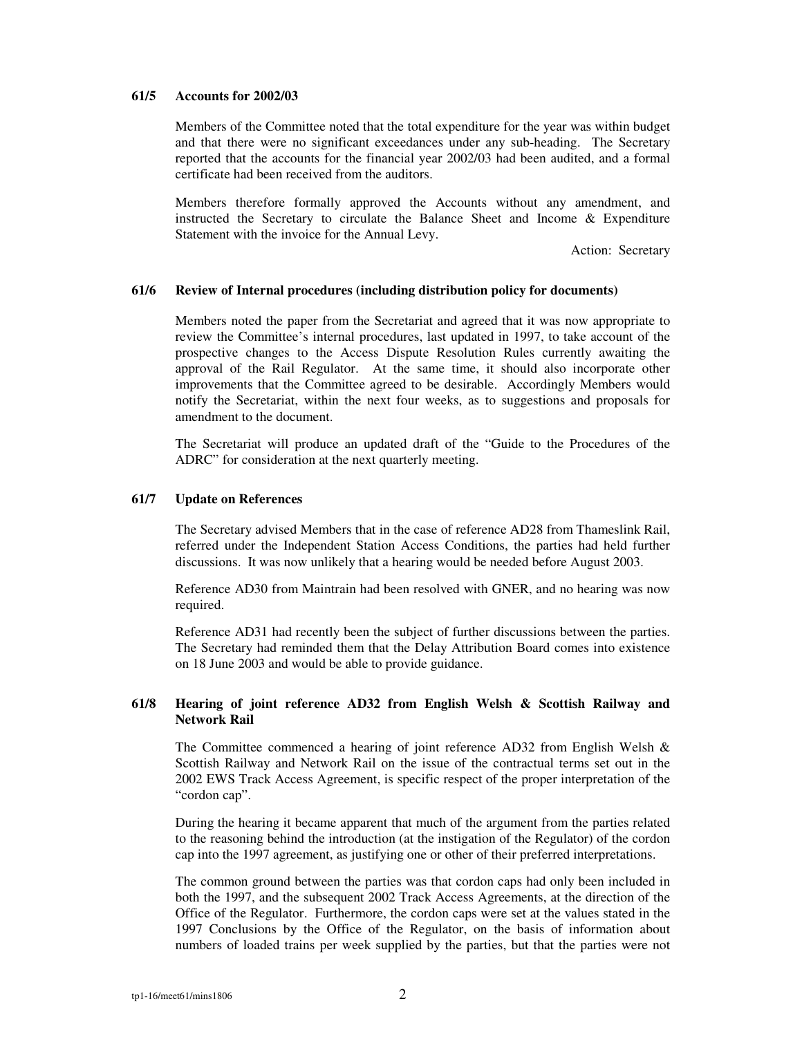**61/5 Accounts for 2002/03**

Members of the Committee noted that the total expenditure for the year was within budget and that there were no significant exceedances under any sub-heading. The Secretary reported that the accounts for the financial year 2002/03 had been audited, and a formal certificate had been received from the auditors.

Members therefore formally approved the Accounts without any amendment, and instructed the Secretary to circulate the Balance Sheet and Income & Expenditure Statement with the invoice for the Annual Levy.

Action: Secretary

**61/6 Review of Internal procedures (including distribution policy for documents)**

Members noted the paper from the Secretariat and agreed that it was now appropriate to review the Committee's internal procedures, last updated in 1997, to take account of the prospective changes to the Access Dispute Resolution Rules currently awaiting the approval of the Rail Regulator. At the same time, it should also incorporate other improvements that the Committee agreed to be desirable. Accordingly Members would notify the Secretariat, within the next four weeks, as to suggestions and proposals for amendment to the document.

The Secretariat will produce an updated draft of the "Guide to the Procedures of the ADRC" for consideration at the next quarterly meeting.

**61/7 Update on References**

The Secretary advised Members that in the case of reference AD28 from Thameslink Rail, referred under the Independent Station Access Conditions, the parties had held further discussions. It was now unlikely that a hearing would be needed before August 2003.

Reference AD30 from Maintrain had been resolved with GNER, and no hearing was now required.

Reference AD31 had recently been the subject of further discussions between the parties. The Secretary had reminded them that the Delay Attribution Board comes into existence on 18 June 2003 and would be able to provide guidance.

**61/8 Hearing of joint reference AD32 from English Welsh & Scottish Railway and Network Rail**

The Committee commenced a hearing of joint reference AD32 from English Welsh & Scottish Railway and Network Rail on the issue of the contractual terms set out in the 2002 EWS Track Access Agreement, is specific respect of the proper interpretation of the "cordon cap".

During the hearing it became apparent that much of the argument from the parties related to the reasoning behind the introduction (at the instigation of the Regulator) of the cordon cap into the 1997 agreement, as justifying one or other of their preferred interpretations.

The common ground between the parties was that cordon caps had only been included in both the 1997, and the subsequent 2002 Track Access Agreements, at the direction of the Office of the Regulator. Furthermore, the cordon caps were set at the values stated in the 1997 Conclusions by the Office of the Regulator, on the basis of information about numbers of loaded trains per week supplied by the parties, but that the parties were not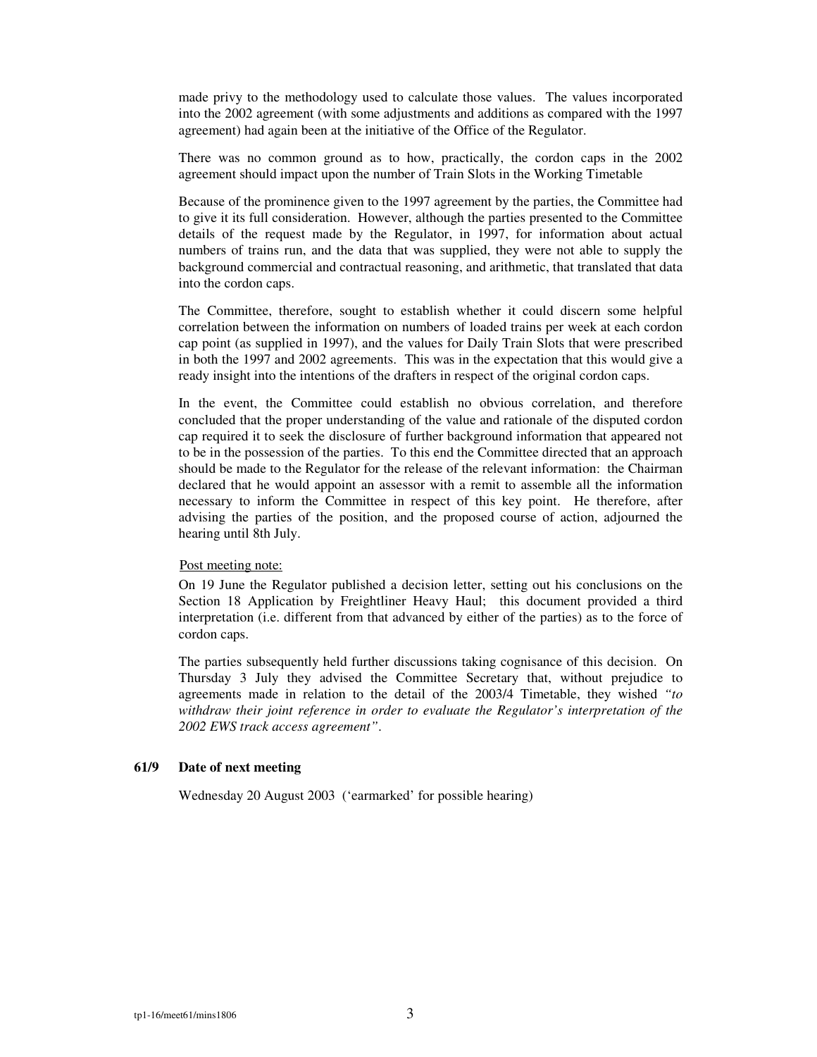made privy to the methodology used to calculate those values. The values incorporated into the 2002 agreement (with some adjustments and additions as compared with the 1997 agreement) had again been at the initiative of the Office of the Regulator.

There was no common ground as to how, practically, the cordon caps in the 2002 agreement should impact upon the number of Train Slots in the Working Timetable

Because of the prominence given to the 1997 agreement by the parties, the Committee had to give it its full consideration. However, although the parties presented to the Committee details of the request made by the Regulator, in 1997, for information about actual numbers of trains run, and the data that was supplied, they were not able to supply the background commercial and contractual reasoning, and arithmetic, that translated that data into the cordon caps.

The Committee, therefore, sought to establish whether it could discern some helpful correlation between the information on numbers of loaded trains per week at each cordon cap point (as supplied in 1997), and the values for Daily Train Slots that were prescribed in both the 1997 and 2002 agreements. This was in the expectation that this would give a ready insight into the intentions of the drafters in respect of the original cordon caps.

In the event, the Committee could establish no obvious correlation, and therefore concluded that the proper understanding of the value and rationale of the disputed cordon cap required it to seek the disclosure of further background information that appeared not to be in the possession of the parties. To this end the Committee directed that an approach should be made to the Regulator for the release of the relevant information: the Chairman declared that he would appoint an assessor with a remit to assemble all the information necessary to inform the Committee in respect of this key point. He therefore, after advising the parties of the position, and the proposed course of action, adjourned the hearing until 8th July.

Post meeting note:

On 19 June the Regulator published a decision letter, setting out his conclusions on the Section 18 Application by Freightliner Heavy Haul; this document provided a third interpretation (i.e. different from that advanced by either of the parties) as to the force of cordon caps.

The parties subsequently held further discussions taking cognisance of this decision. On Thursday 3 July they advised the Committee Secretary that, without prejudice to agreements made in relation to the detail of the 2003/4 Timetable, they wished *"to withdraw their joint reference in order to evaluate the Regulator's interpretation of the 2002 EWS track access agreement"*.

**61/9 Date of next meeting**

Wednesday 20 August 2003 ('earmarked' for possible hearing)